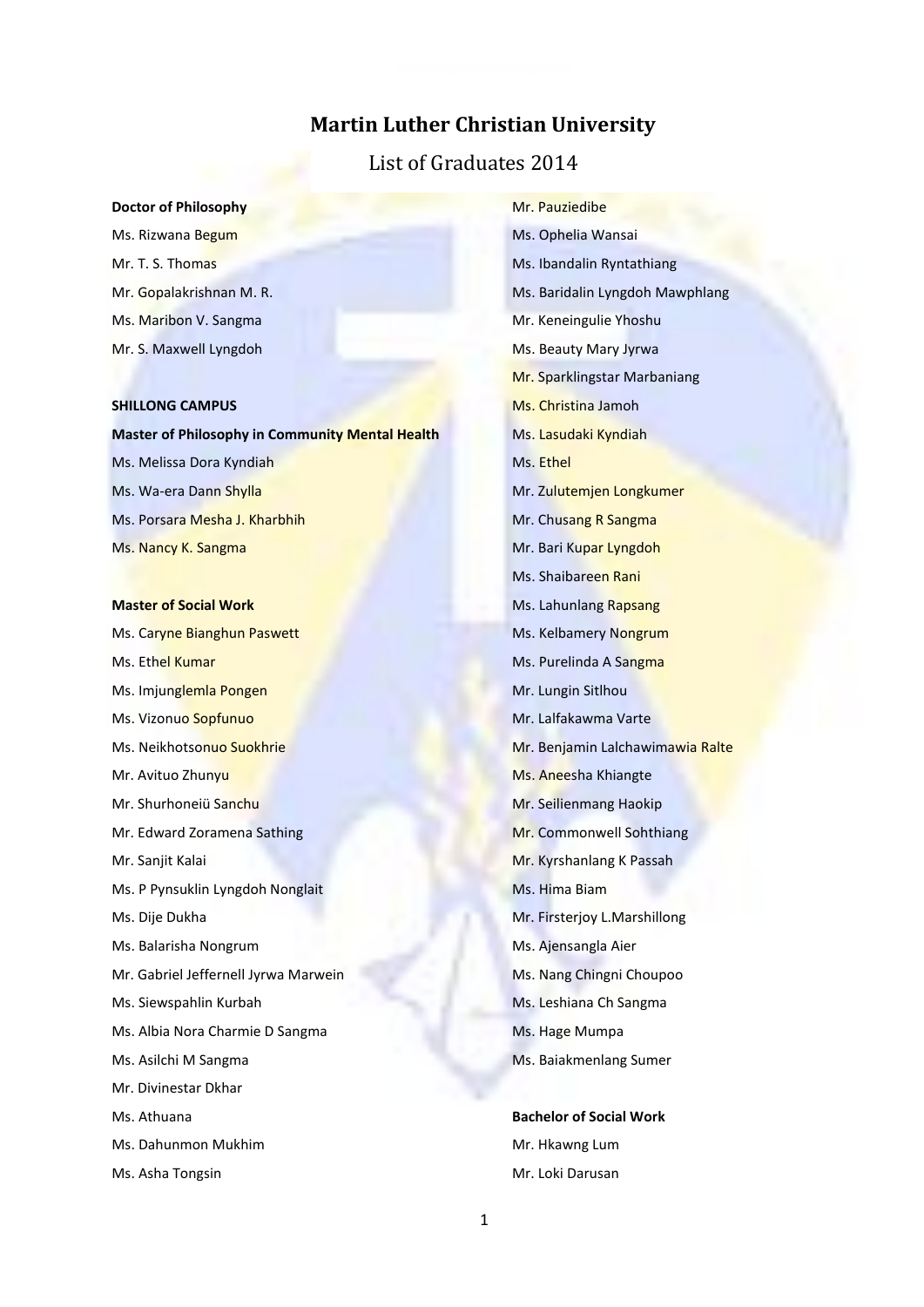# Martin Luther Christian University

## List of Graduates 2014

**Doctor of Philosophy**

Ms. Rizwana Begum

Mr. T. S. Thomas

Mr. Gopalakrishnan M. R.

Ms. Maribon V. Sangma

Mr. S. Maxwell Lyngdoh

**SHILLONG CAMPUS**

**Master of Philosophy in Community Mental Health**

Ms. Melissa Dora Kyndiah

Ms. Wa-era Dann Shylla

Ms. Porsara Mesha J. Kharbhih

Ms. Nancy K. Sangma

**Master of Social Work**

Ms. Caryne Bianghun Paswett

Ms. Ethel Kumar

Ms. Imjunglemla Pongen

Ms. Vizonuo Sopfunuo

Ms. Neikhotsonuo Suokhrie

Mr. Avituo Zhunyu

Mr. Shurhoneiü Sanchu

Mr. Edward Zoramena Sathing

Mr. Sanjit Kalai

Ms. P Pynsuklin Lyngdoh Nonglait

Ms. Dije Dukha

Ms. Balarisha Nongrum

Mr. Gabriel Jeffernell Jyrwa Marwein

Ms. Siewspahlin Kurbah

Ms. Albia Nora Charmie D Sangma

Ms. Asilchi M Sangma

Mr. Divinestar Dkhar

Ms. Athuana

Ms. Dahunmon Mukhim

Ms. Asha Tongsin

Mr. Pauziedibe

Ms. Ophelia Wansai

Ms. Ibandalin Ryntathiang

Ms. Baridalin Lyngdoh Mawphlang

Mr. Keneingulie Yhoshu

Ms. Beauty Mary Jyrwa

Mr. Sparklingstar Marbaniang

Ms. Christina Jamoh

Ms. Lasudaki Kyndiah

Ms. Ethel

Mr. Zulutemjen Longkumer

Mr. Chusang R Sangma

Mr. Bari Kupar Lyngdoh

Ms. Shaibareen Rani

Ms. Lahunlang Rapsang

Ms. Kelbamery Nongrum

Ms. Purelinda A Sangma

Mr. Lungin Sitlhou

Mr. Lalfakawma Varte

Mr. Benjamin Lalchawimawia Ralte

Ms. Aneesha Khiangte

Mr. Seilienmang Haokip

Mr. Commonwell Sohthiang

Mr. Kyrshanlang K Passah

Ms. Hima Biam

Mr. Firsterjoy L.Marshillong

Ms. Ajensangla Aier

Ms. Nang Chingni Choupoo

Ms. Leshiana Ch Sangma

Ms. Hage Mumpa

Ms. Baiakmenlang Sumer

**Bachelor of Social Work**

Mr. Hkawng Lum

Mr. Loki Darusan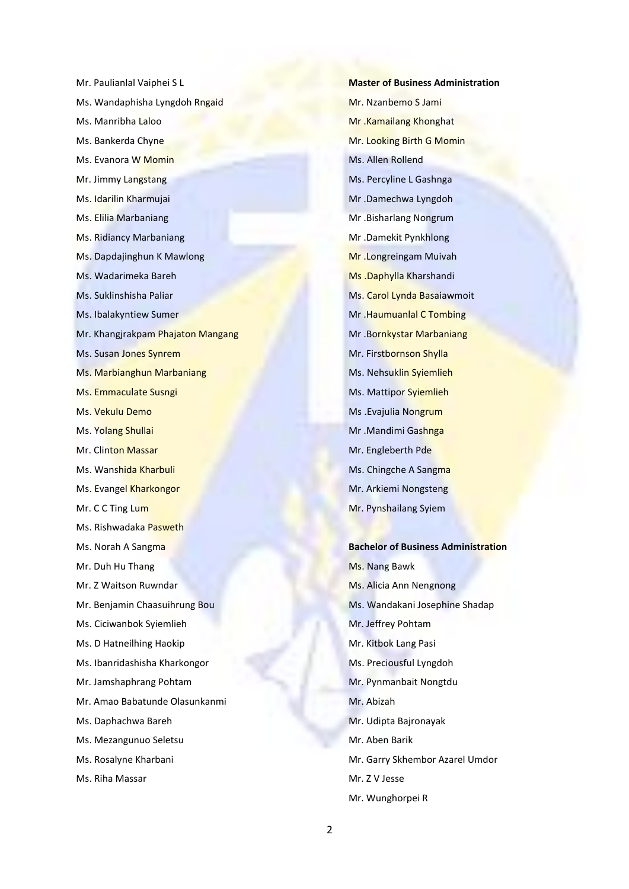Mr. Paulianlal Vaiphei S L

Ms. Wandaphisha Lyngdoh Rngaid

Ms. Manribha Laloo

Ms. Bankerda Chyne

Ms. Evanora W Momin

Mr. Jimmy Langstang

Ms. Idarilin Kharmujai

Ms. Elilia Marbaniang

Ms. Ridiancy Marbaniang

Ms. Dapdajinghun K Mawlong

Ms. Wadarimeka Bareh

Ms. Suklinshisha Paliar

Ms. Ibalakyntiew Sumer

Mr. Khangjrakpam Phajaton Mangang

Ms. Susan Jones Synrem

Ms. Marbianghun Marbaniang

Ms. Emmaculate Susngi

Ms. Vekulu Demo

Ms. Yolang Shullai

Mr. Clinton Massar

Ms. Wanshida Kharbuli

Ms. Evangel Kharkongor

Mr. C C Ting Lum

Ms. Rishwadaka Pasweth

Ms. Norah A Sangma

Mr. Duh Hu Thang

Mr. Z Waitson Ruwndar

Mr. Benjamin Chaasuihrung Bou

Ms. Ciciwanbok Syiemlieh

Ms. D Hatneilhing Haokip

Ms. Ibanridashisha Kharkongor

Mr. Jamshaphrang Pohtam

Mr. Amao Babatunde Olasunkanmi

Ms. Daphachwa Bareh

Ms. Mezangunuo Seletsu

Ms. Rosalyne Kharbani

Ms. Riha Massar

**Master of Business Administration**

Mr. Nzanbemo S Jami

Mr .Kamailang Khonghat

Mr. Looking Birth G Momin

Ms. Allen Rollend

Ms. Percyline L Gashnga

Mr .Damechwa Lyngdoh

Mr .Bisharlang Nongrum

Mr .Damekit Pynkhlong

Mr .Longreingam Muivah

Ms .Daphylla Kharshandi

Ms. Carol Lynda Basaiawmoit

Mr .Haumuanlal C Tombing

Mr .Bornkystar Marbaniang

Mr. Firstbornson Shylla

Ms. Nehsuklin Syiemlieh

Ms. Mattipor Syiemlieh

Ms .Evajulia Nongrum

Mr .Mandimi Gashnga

Mr. Engleberth Pde

Ms. Chingche A Sangma

Mr. Arkiemi Nongsteng

Mr. Pynshailang Syiem

**Bachelor of Business Administration**

Ms. Nang Bawk

Ms. Alicia Ann Nengnong

Ms. Wandakani Josephine Shadap

Mr. Jeffrey Pohtam

Mr. Kitbok Lang Pasi

Ms. Preciousful Lyngdoh

Mr. Pynmanbait Nongtdu

Mr. Abizah

Mr. Udipta Bajronayak

Mr. Aben Barik

Mr. Garry Skhembor Azarel Umdor

Mr. Z V Jesse

Mr. Wunghorpei R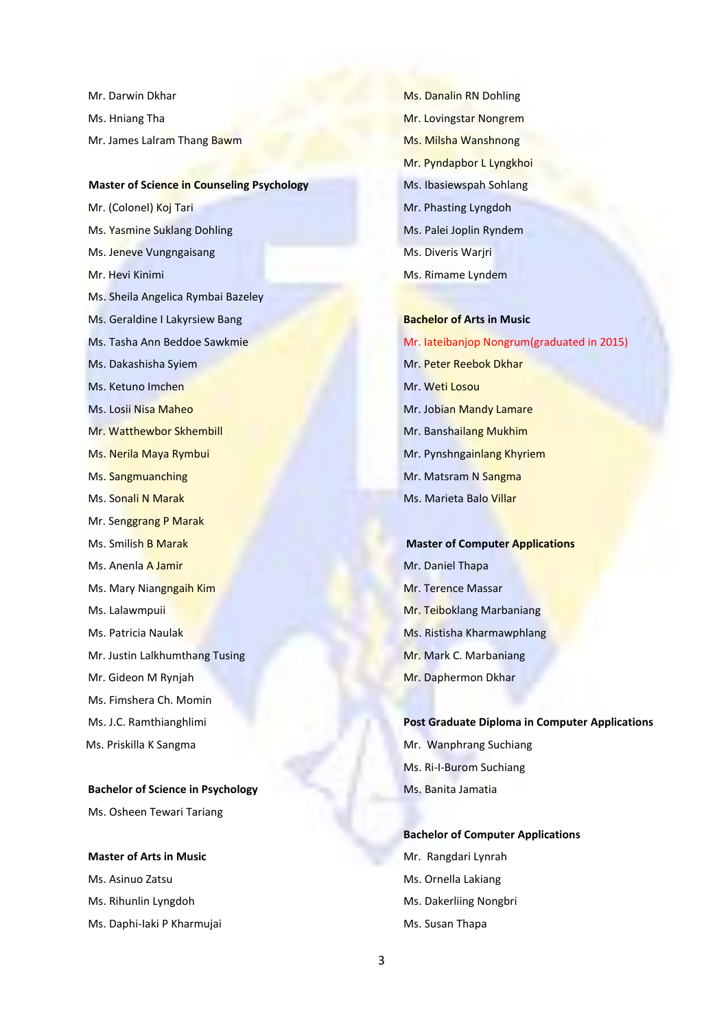Mr. Darwin Dkhar

Ms. Hniang Tha

Mr. James Lalram Thang Bawm

**Master of Science in Counseling Psychology**

Mr. (Colonel) Koj Tari

Ms. Yasmine Suklang Dohling

Ms. Jeneve Vungngaisang

Mr. Hevi Kinimi

Ms. Sheila Angelica Rymbai Bazeley

Ms. Geraldine I Lakyrsiew Bang

Ms. Tasha Ann Beddoe Sawkmie

Ms. Dakashisha Syiem

Ms. Ketuno Imchen

Ms. Losii Nisa Maheo

Mr. Watthewbor Skhembill

Ms. Nerila Maya Rymbui

Ms. Sangmuanching

Ms. Sonali N Marak

Mr. Senggrang P Marak

Ms. Smilish B Marak

Ms. Anenla A Jamir

Ms. Mary Niangngaih Kim

Ms. Lalawmpuii

Ms. Patricia Naulak

Mr. Justin Lalkhumthang Tusing

Mr. Gideon M Rynjah

Ms. Fimshera Ch. Momin

Ms. J.C. Ramthianghlimi

Ms. Priskilla K Sangma

**Bachelor of Science in Psychology**

Ms. Osheen Tewari Tariang

**Master of Arts in Music**

Ms. Asinuo Zatsu

Ms. Rihunlin Lyngdoh

Ms. Daphi-Iaki P Kharmujai

Ms. Danalin RN Dohling

Mr. Lovingstar Nongrem

Ms. Milsha Wanshnong

Mr. Pyndapbor L Lyngkhoi

Ms. Ibasiewspah Sohlang

Mr. Phasting Lyngdoh

Ms. Palei Joplin Ryndem

Ms. Diveris Warjri

Ms. Rimame Lyndem

**Bachelor of Arts in Music**

Mr. Iateibanjop Nongrum(graduated in 2015)

Mr. Peter Reebok Dkhar

Mr. Weti Losou

Mr. Jobian Mandy Lamare

Mr. Banshailang Mukhim

Mr. Pynshngainlang Khyriem

Mr. Matsram N Sangma

Ms. Marieta Balo Villar

**Master of Computer Applications**

Mr. Daniel Thapa

Mr. Terence Massar

Mr. Teiboklang Marbaniang

Ms. Ristisha Kharmawphlang

Mr. Mark C. Marbaniang

Mr. Daphermon Dkhar

**Post Graduate Diploma in Computer Applications**

Mr. Wanphrang Suchiang

Ms. Ri-I-Burom Suchiang

Ms. Banita Jamatia

**Bachelor of Computer Applications**

Mr. Rangdari Lynrah

Ms. Ornella Lakiang

Ms. Dakerliing Nongbri

Ms. Susan Thapa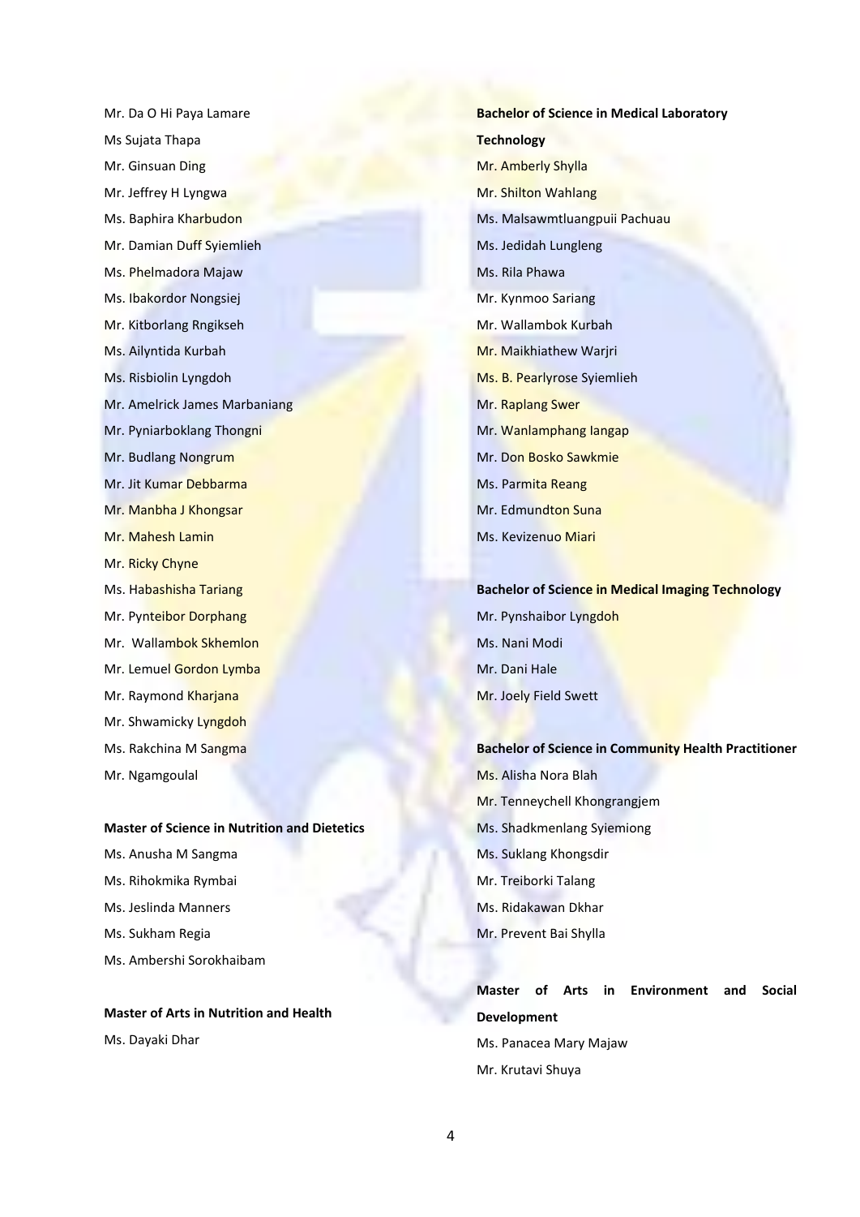Mr. Da O Hi Paya Lamare

Ms Sujata Thapa

Mr. Ginsuan Ding

Mr. Jeffrey H Lyngwa

Ms. Baphira Kharbudon

Mr. Damian Duff Syiemlieh

Ms. Phelmadora Majaw

Ms. Ibakordor Nongsiej

Mr. Kitborlang Rngikseh

Ms. Ailyntida Kurbah

Ms. Risbiolin Lyngdoh

Mr. Amelrick James Marbaniang

Mr. Pyniarboklang Thongni

Mr. Budlang Nongrum

Mr. Jit Kumar Debbarma

Mr. Manbha J Khongsar

Mr. Mahesh Lamin

Mr. Ricky Chyne

Ms. Habashisha Tariang

Mr. Pynteibor Dorphang

Mr. Wallambok Skhemlon

Mr. Lemuel Gordon Lymba

Mr. Raymond Kharjana

Mr. Shwamicky Lyngdoh

Ms. Rakchina M Sangma

Mr. Ngamgoulal

**Master of Science in Nutrition and Dietetics**

Ms. Anusha M Sangma

Ms. Rihokmika Rymbai

Ms. Jeslinda Manners

Ms. Sukham Regia

Ms. Ambershi Sorokhaibam

**Master of Arts in Nutrition and Health**

Ms. Dayaki Dhar

**Bachelor of Science in Medical Laboratory Technology**

Mr. Amberly Shylla

Mr. Shilton Wahlang

Ms. Malsawmtluangpuii Pachuau

Ms. Jedidah Lungleng

Ms. Rila Phawa

Mr. Kynmoo Sariang

Mr. Wallambok Kurbah

Mr. Maikhiathew Warjri

Ms. B. Pearlyrose Syiemlieh

Mr. Raplang Swer

Mr. Wanlamphang Iangap

Mr. Don Bosko Sawkmie

Ms. Parmita Reang

Mr. Edmundton Suna

Ms. Kevizenuo Miari

**Bachelor of Science in Medical Imaging Technology**

Mr. Pynshaibor Lyngdoh

Ms. Nani Modi

Mr. Dani Hale

Mr. Joely Field Swett

**Bachelor of Science in Community Health Practitioner**

Ms. Alisha Nora Blah

Mr. Tenneychell Khongrangjem

Ms. Shadkmenlang Syiemiong

Ms. Suklang Khongsdir

Mr. Treiborki Talang

Ms. Ridakawan Dkhar

Mr. Prevent Bai Shylla

**Master of Arts in Environment and Social Development**

Ms. Panacea Mary Majaw

Mr. Krutavi Shuya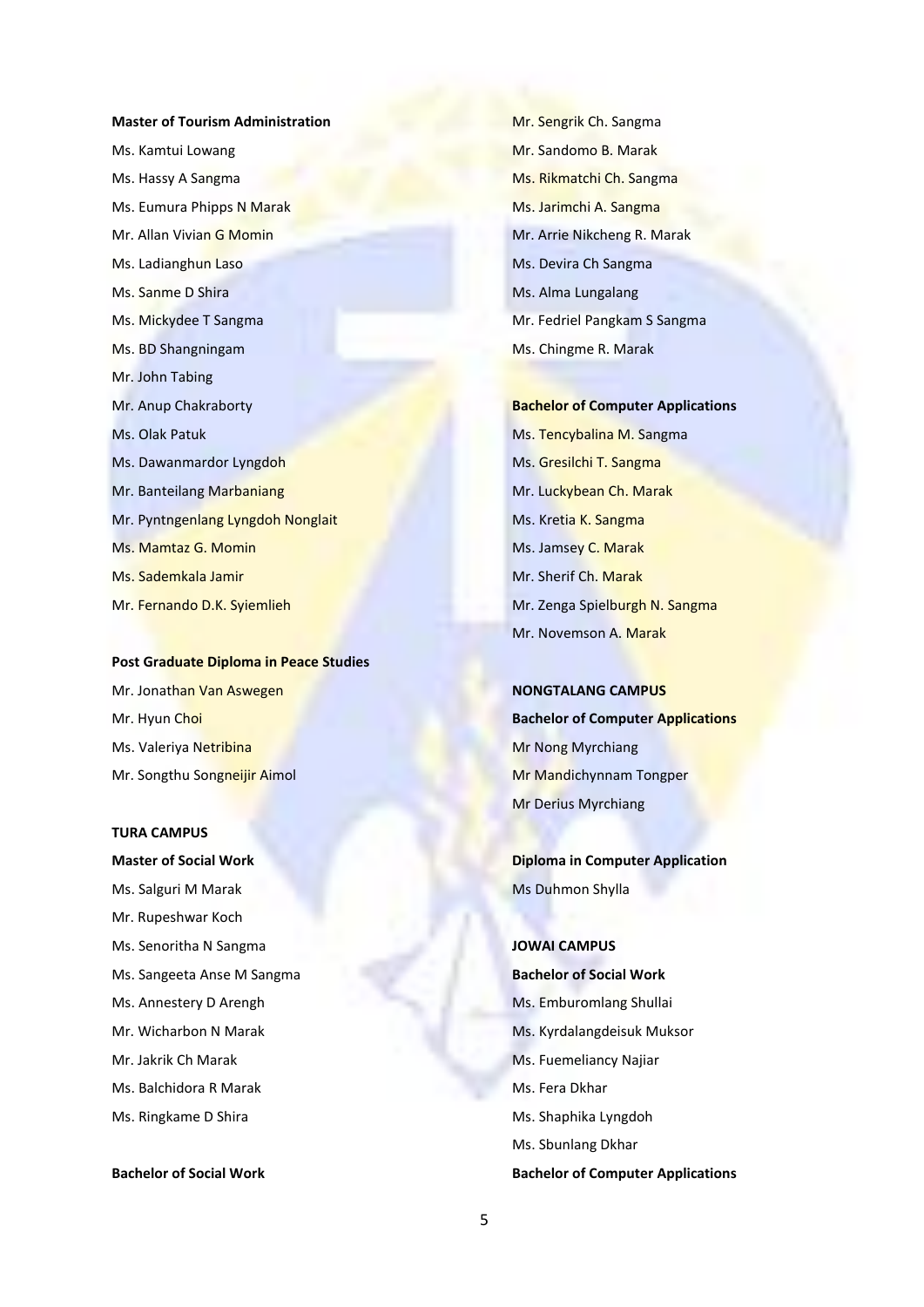**Master of Tourism Administration**

Ms. Kamtui Lowang

Ms. Hassy A Sangma

Ms. Eumura Phipps N Marak

Mr. Allan Vivian G Momin

Ms. Ladianghun Laso

Ms. Sanme D Shira

Ms. Mickydee T Sangma

Ms. BD Shangningam

Mr. John Tabing

Mr. Anup Chakraborty

Ms. Olak Patuk

Ms. Dawanmardor Lyngdoh

Mr. Banteilang Marbaniang

Mr. Pyntngenlang Lyngdoh Nonglait

Ms. Mamtaz G. Momin

Ms. Sademkala Jamir

Mr. Fernando D.K. Syiemlieh

**Post Graduate Diploma in Peace Studies**

Mr. Jonathan Van Aswegen

Mr. Hyun Choi

Ms. Valeriya Netribina

Mr. Songthu Songneijir Aimol

**TURA CAMPUS**

**Master of Social Work**

Ms. Salguri M Marak

Mr. Rupeshwar Koch

Ms. Senoritha N Sangma

Ms. Sangeeta Anse M Sangma

Ms. Annestery D Arengh

Mr. Wicharbon N Marak

Mr. Jakrik Ch Marak

Ms. Balchidora R Marak

Ms. Ringkame D Shira

**Bachelor of Social Work**

Mr. Sengrik Ch. Sangma

Mr. Sandomo B. Marak

Ms. Rikmatchi Ch. Sangma

Ms. Jarimchi A. Sangma

Mr. Arrie Nikcheng R. Marak

Ms. Devira Ch Sangma

Ms. Alma Lungalang

Mr. Fedriel Pangkam S Sangma

Ms. Chingme R. Marak

**Bachelor of Computer Applications**

Ms. Tencybalina M. Sangma

Ms. Gresilchi T. Sangma

Mr. Luckybean Ch. Marak

Ms. Kretia K. Sangma

Ms. Jamsey C. Marak

Mr. Sherif Ch. Marak

Mr. Zenga Spielburgh N. Sangma

Mr. Novemson A. Marak

**NONGTALANG CAMPUS**

**Bachelor of Computer Applications**

Mr Nong Myrchiang

Mr Mandichynnam Tongper

Mr Derius Myrchiang

**Diploma in Computer Application**

Ms Duhmon Shylla

**JOWAI CAMPUS**

**Bachelor of Social Work**

Ms. Emburomlang Shullai

Ms. Kyrdalangdeisuk Muksor

Ms. Fuemeliancy Najiar

Ms. Fera Dkhar

Ms. Shaphika Lyngdoh

Ms. Sbunlang Dkhar

**Bachelor of Computer Applications**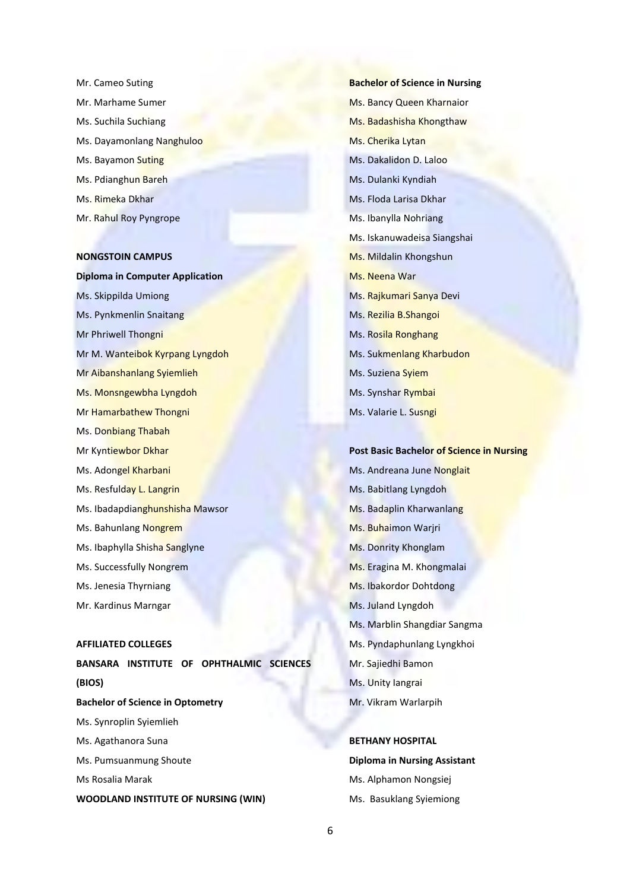Mr. Cameo Suting

Mr. Marhame Sumer

Ms. Suchila Suchiang

Ms. Dayamonlang Nanghuloo

Ms. Bayamon Suting

Ms. Pdianghun Bareh

Ms. Rimeka Dkhar

Mr. Rahul Roy Pyngrope

**NONGSTOIN CAMPUS**

**Diploma in Computer Application**

Ms. Skippilda Umiong

Ms. Pynkmenlin Snaitang

Mr Phriwell Thongni

Mr M. Wanteibok Kyrpang Lyngdoh

Mr Aibanshanlang Syiemlieh

Ms. Monsngewbha Lyngdoh

Mr Hamarbathew Thongni

Ms. Donbiang Thabah

Mr Kyntiewbor Dkhar

Ms. Adongel Kharbani

Ms. Resfulday L. Langrin

Ms. Ibadapdianghunshisha Mawsor

Ms. Bahunlang Nongrem

Ms. Ibaphylla Shisha Sanglyne

Ms. Successfully Nongrem

Ms. Jenesia Thyrniang

Mr. Kardinus Marngar

**AFFILIATED COLLEGES**

**BANSARA INSTITUTE OF OPHTHALMIC SCIENCES (BIOS)**

**Bachelor of Science in Optometry**

Ms. Synroplin Syiemlieh

Ms. Agathanora Suna

Ms. Pumsuanmung Shoute

Ms Rosalia Marak

**WOODLAND INSTITUTE OF NURSING (WIN)**

**Bachelor of Science in Nursing**

Ms. Bancy Queen Kharnaior

Ms. Badashisha Khongthaw

Ms. Cherika Lytan

Ms. Dakalidon D. Laloo

Ms. Dulanki Kyndiah

Ms. Floda Larisa Dkhar

Ms. Ibanylla Nohriang

Ms. Iskanuwadeisa Siangshai

Ms. Mildalin Khongshun

Ms. Neena War

Ms. Rajkumari Sanya Devi

Ms. Rezilia B.Shangoi

Ms. Rosila Ronghang

Ms. Sukmenlang Kharbudon

Ms. Suziena Syiem

Ms. Synshar Rymbai

Ms. Valarie L. Susngi

**Post Basic Bachelor of Science in Nursing**

Ms. Andreana June Nonglait

Ms. Babitlang Lyngdoh

Ms. Badaplin Kharwanlang

Ms. Buhaimon Warjri

Ms. Donrity Khonglam

Ms. Eragina M. Khongmalai

Ms. Ibakordor Dohtdong

Ms. Juland Lyngdoh

Ms. Marblin Shangdiar Sangma

Ms. Pyndaphunlang Lyngkhoi

Mr. Sajiedhi Bamon

Ms. Unity Iangrai

Mr. Vikram Warlarpih

**BETHANY HOSPITAL**

**Diploma in Nursing Assistant**

Ms. Alphamon Nongsiej

Ms. Basuklang Syiemiong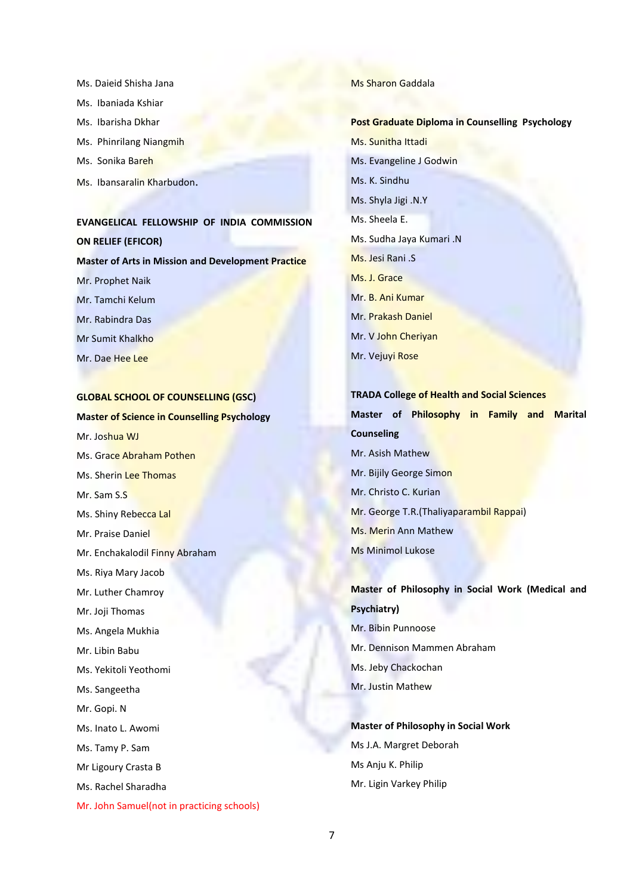Ms. Daieid Shisha Jana

Ms. Ibaniada Kshiar

Ms. Ibarisha Dkhar

Ms. Phinrilang Niangmih

Ms. Sonika Bareh

Ms. Ibansaralin Kharbudon.

**EVANGELICAL FELLOWSHIP OF INDIA COMMISSION ON RELIEF (EFICOR)**

**Master of Arts in Mission and Development Practice**

Mr. Prophet Naik

Mr. Tamchi Kelum

Mr. Rabindra Das

Mr Sumit Khalkho

Mr. Dae Hee Lee

**GLOBAL SCHOOL OF COUNSELLING (GSC)**

**Master of Science in Counselling Psychology**

Mr. Joshua WJ

Ms. Grace Abraham Pothen

Ms. Sherin Lee Thomas

Mr. Sam S.S

Ms. Shiny Rebecca Lal

Mr. Praise Daniel

Mr. Enchakalodil Finny Abraham

Ms. Riya Mary Jacob

Mr. Luther Chamroy

Mr. Joji Thomas

Ms. Angela Mukhia

Mr. Libin Babu

Ms. Yekitoli Yeothomi

Ms. Sangeetha

Mr. Gopi. N

Ms. Inato L. Awomi

Ms. Tamy P. Sam

Mr Ligoury Crasta B

Ms. Rachel Sharadha

Mr. John Samuel(not in practicing schools)

Ms Sharon Gaddala

**Post Graduate Diploma in Counselling Psychology**

Ms. Sunitha Ittadi

Ms. Evangeline J Godwin

Ms. K. Sindhu

Ms. Shyla Jigi .N.Y

Ms. Sheela E.

Ms. Sudha Jaya Kumari .N

Ms. Jesi Rani .S

Ms. J. Grace

Mr. B. Ani Kumar

Mr. Prakash Daniel

Mr. V John Cheriyan

Mr. Vejuyi Rose

**TRADA College of Health and Social Sciences**

**Master of Philosophy in Family and Marital Counseling**

Mr. Asish Mathew

Mr. Bijily George Simon

Mr. Christo C. Kurian

Mr. George T.R.(Thaliyaparambil Rappai)

Ms. Merin Ann Mathew

Ms Minimol Lukose

**Master of Philosophy in Social Work (Medical and Psychiatry)**

Mr. Bibin Punnoose

Mr. Dennison Mammen Abraham

Ms. Jeby Chackochan

Mr. Justin Mathew

**Master of Philosophy in Social Work**

Ms J.A. Margret Deborah

Ms Anju K. Philip

Mr. Ligin Varkey Philip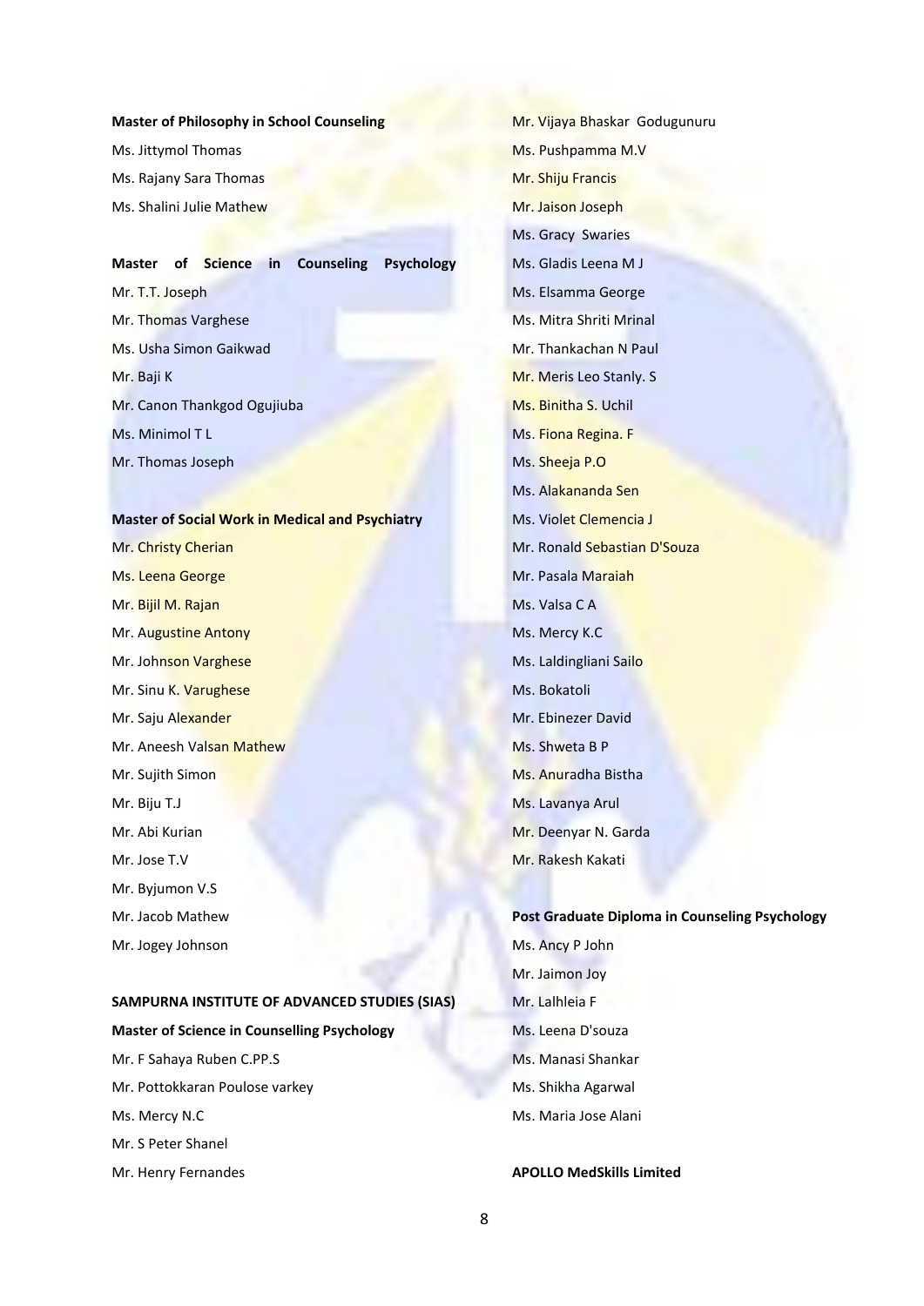**Master of Philosophy in School Counseling**

Ms. Jittymol Thomas

Ms. Rajany Sara Thomas

Ms. Shalini Julie Mathew

**Master of Science in Counseling Psychology**

Mr. T.T. Joseph

Mr. Thomas Varghese

Ms. Usha Simon Gaikwad

Mr. Baji K

Mr. Canon Thankgod Ogujiuba

Ms. Minimol T L

Mr. Thomas Joseph

**Master of Social Work in Medical and Psychiatry**

Mr. Christy Cherian

Ms. Leena George

Mr. Bijil M. Rajan

Mr. Augustine Antony

Mr. Johnson Varghese

Mr. Sinu K. Varughese

Mr. Saju Alexander

Mr. Aneesh Valsan Mathew

Mr. Sujith Simon

Mr. Biju T.J

Mr. Abi Kurian

Mr. Jose T.V

Mr. Byjumon V.S

Mr. Jacob Mathew

Mr. Jogey Johnson

**SAMPURNA INSTITUTE OF ADVANCED STUDIES (SIAS)**

**Master of Science in Counselling Psychology**

Mr. F Sahaya Ruben C.PP.S

Mr. Pottokkaran Poulose varkey

Ms. Mercy N.C

Mr. S Peter Shanel

Mr. Henry Fernandes

Mr. Vijaya Bhaskar Godugunuru

Ms. Pushpamma M.V

Mr. Shiju Francis

Mr. Jaison Joseph

Ms. Gracy Swaries

Ms. Gladis Leena M J

Ms. Elsamma George

Ms. Mitra Shriti Mrinal

Mr. Thankachan N Paul

Mr. Meris Leo Stanly. S

Ms. Binitha S. Uchil

Ms. Fiona Regina. F

Ms. Sheeja P.O

Ms. Alakananda Sen

Ms. Violet Clemencia J

Mr. Ronald Sebastian D'Souza

Mr. Pasala Maraiah

Ms. Valsa C A

Ms. Mercy K.C

Ms. Laldingliani Sailo

Ms. Bokatoli

Mr. Ebinezer David

Ms. Shweta B P

Ms. Anuradha Bistha

Ms. Lavanya Arul

Mr. Deenyar N. Garda

Mr. Rakesh Kakati

**Post Graduate Diploma in Counseling Psychology**

Ms. Ancy P John

Mr. Jaimon Joy

Mr. Lalhleia F

Ms. Leena D'souza

Ms. Manasi Shankar

Ms. Shikha Agarwal

Ms. Maria Jose Alani

**APOLLO MedSkills Limited**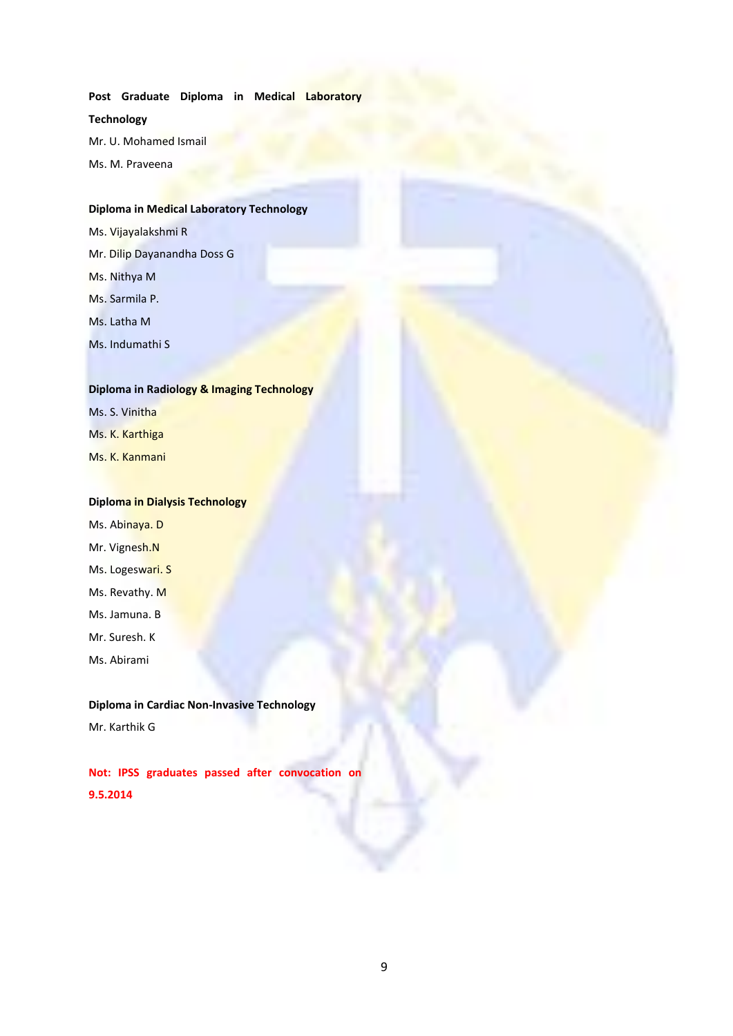**Post Graduate Diploma in Medical Laboratory Technology**

Mr. U. Mohamed Ismail

Ms. M. Praveena

**Diploma in Medical Laboratory Technology**

Ms. Vijayalakshmi R

Mr. Dilip Dayanandha Doss G

Ms. Nithya M

Ms. Sarmila P.

Ms. Latha M

Ms. Indumathi S

**Diploma in Radiology & Imaging Technology**

Ms. S. Vinitha

Ms. K. Karthiga

Ms. K. Kanmani

**Diploma in Dialysis Technology**

Ms. Abinaya. D

Mr. Vignesh.N

Ms. Logeswari. S

Ms. Revathy. M

Ms. Jamuna. B

Mr. Suresh. K

Ms. Abirami

**Diploma in Cardiac Non-Invasive Technology**

Mr. Karthik G

**Not: IPSS graduates passed after convocation on 9.5.2014**